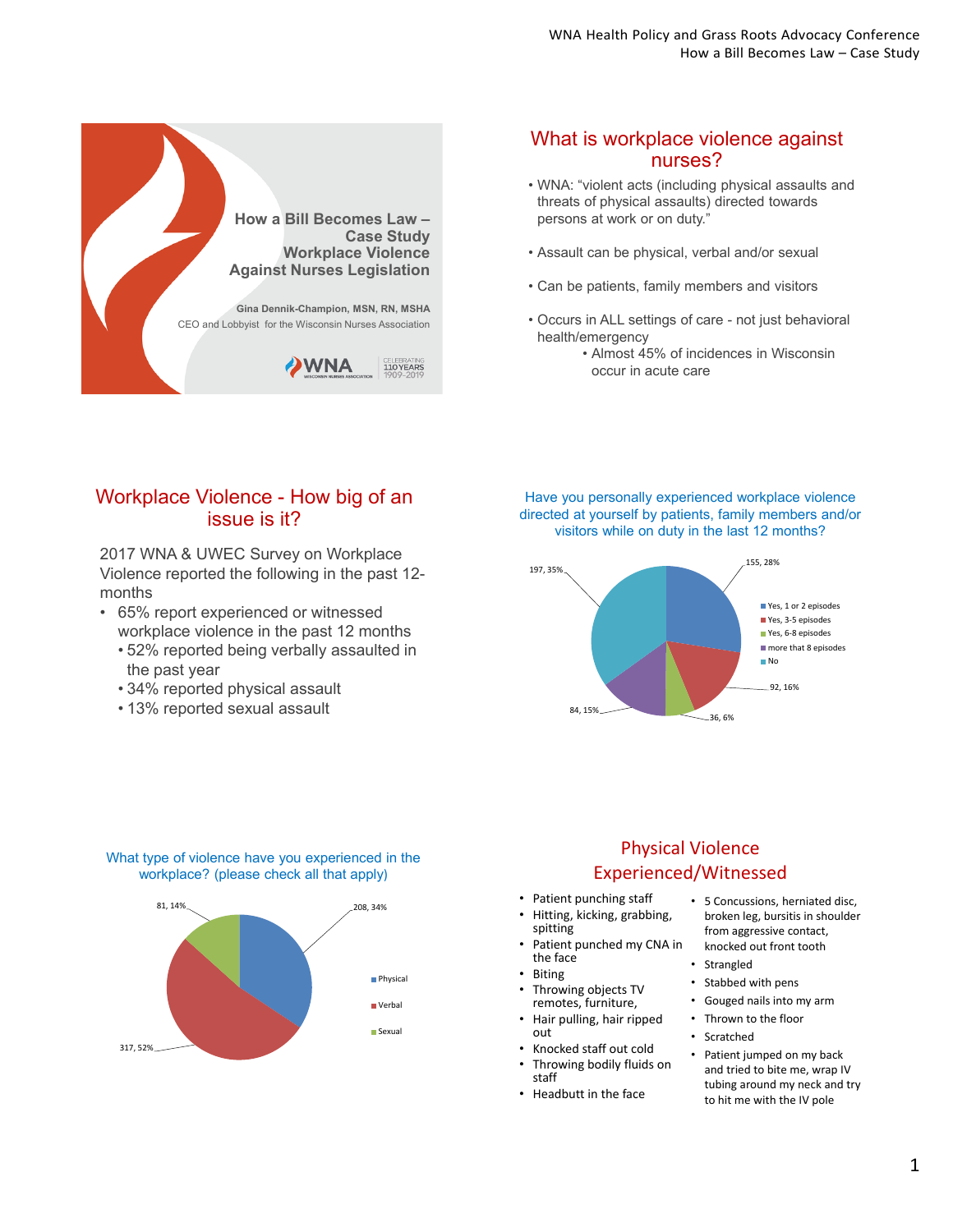# How a Bill Becomes Law – Case Study Workplace Violence Against Nurses Legislation

**Gina Dennik-Champion, MSN, RN, MSHA**

CEO and Lobbyist for the Wisconsin Nurses Association

WNA WISCONSIN NURSES ASSOCIATION

CELEBRATING 110 YEARS 1909-2019

## What is workplace violence against nurses?

- WNA: "violent acts (including physical assaults and threats of physical assaults) directed towards persons at work or on duty."
- Assault can be physical, verbal and/or sexual
- Can be patients, family members and visitors
- Occurs in ALL settings of care - not just behavioral health/emergency
  - Almost 45% of incidences in Wisconsin occur in acute care

## Workplace Violence - How big of an issue is it?

2017 WNA & UWEC Survey on Workplace Violence reported the following in the past 12-months

- 65% report experienced or witnessed workplace violence in the past 12 months
  - 52% reported being verbally assaulted in the past year
  - 34% reported physical assault
  - 13% reported sexual assault

## Have you personally experienced workplace violence directed at yourself by patients, family members and/or visitors while on duty in the last 12 months?

155, 28%
92, 16%
36, 6%
84, 15%
197, 35%

Yes, 1 or 2 episodes
Yes, 3-5 episodes
Yes, 6-8 episodes
more that 8 episodes
No

## What type of violence have you experienced in the workplace? (please check all that apply)

208, 34%
317, 52%
81, 14%

Physical
Verbal
Sexual

## Physical Violence Experienced/Witnessed

- Patient punching staff
- Hitting, kicking, grabbing, spitting
- Patient punched my CNA in the face
- Biting
- Throwing objects TV remotes, furniture,
- Hair pulling, hair ripped out
- Knocked staff out cold
- Throwing bodily fluids on staff
- Headbutt in the face
- 5 Concussions, herniated disc, broken leg, bursitis in shoulder from aggressive contact, knocked out front tooth
- Strangled
- Stabbed with pens
- Gouged nails into my arm
- Thrown to the floor
- Scratched
- Patient jumped on my back and tried to bite me, wrap IV tubing around my neck and try to hit me with the IV pole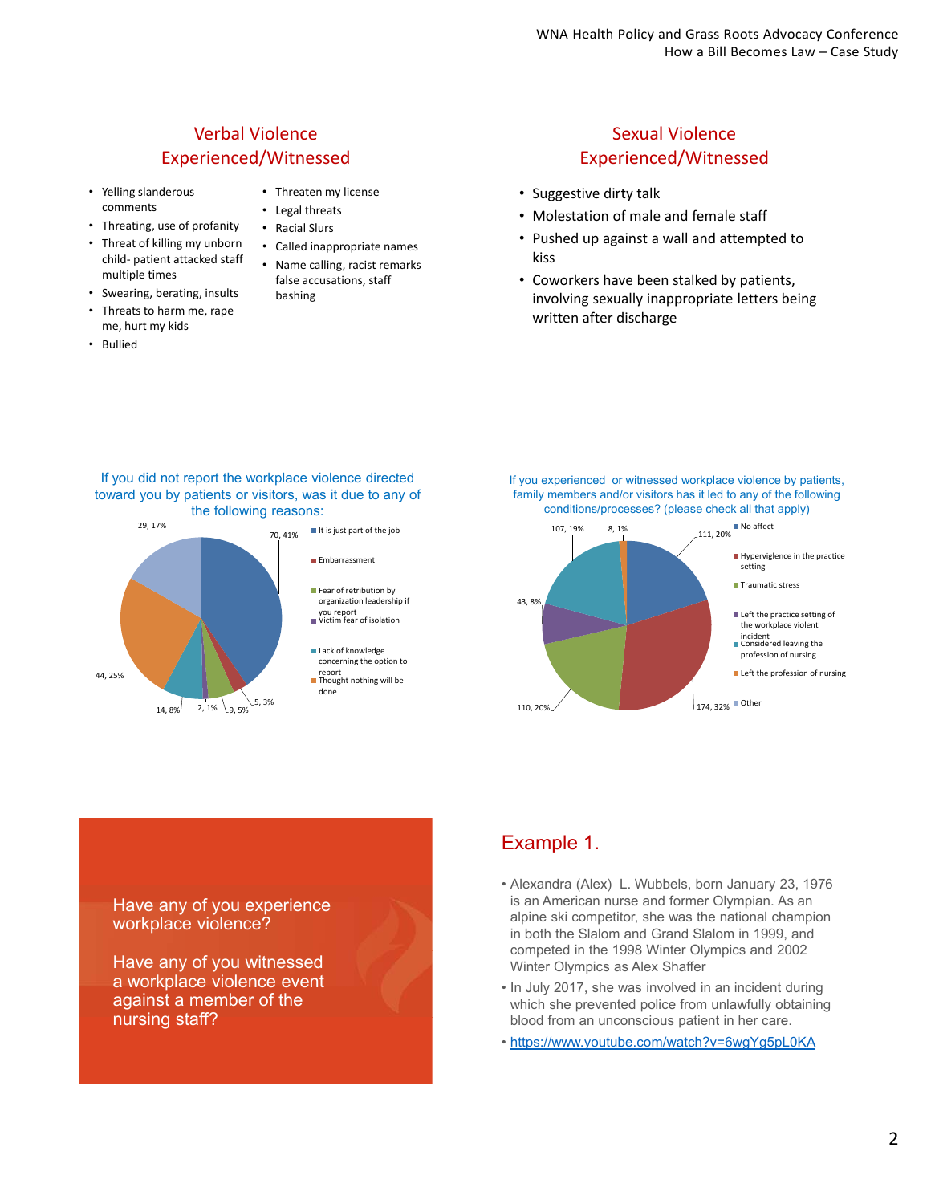## Verbal Violence Experienced/Witnessed

- Yelling slanderous comments
- Threating, use of profanity
- Threat of killing my unborn child- patient attacked staff multiple times
- Swearing, berating, insults
- Threats to harm me, rape me, hurt my kids
- Bullied
- Threaten my license
- Legal threats
- Racial Slurs
- Called inappropriate names
- Name calling, racist remarks false accusations, staff bashing

## Sexual Violence Experienced/Witnessed

- Suggestive dirty talk
- Molestation of male and female staff
- Pushed up against a wall and attempted to kiss
- Coworkers have been stalked by patients, involving sexually inappropriate letters being written after discharge

If you did not report the workplace violence directed toward you by patients or visitors, was it due to any of the following reasons:

29, 17%
70, 41%
5, 3%
9, 5%
2, 1%
14, 8%
44, 25%

- It is just part of the job
- Embarrassment
- Fear of retribution by organization leadership if you report
- Victim fear of isolation
- Lack of knowledge concerning the option to report
- Thought nothing will be done

If you experienced or witnessed workplace violence by patients, family members and/or visitors has it led to any of the following conditions/processes? (please check all that apply)

107, 19%
8, 1%
111, 20%
43, 8%
110, 20%
174, 32%

- No affect
- Hypervigilence in the practice setting
- Traumatic stress
- Left the practice setting of the workplace violent incident
- Considered leaving the profession of nursing
- Left the profession of nursing
- Other

Have any of you experience workplace violence?

Have any of you witnessed a workplace violence event against a member of the nursing staff?

## Example 1.

- Alexandra (Alex) L. Wubbels, born January 23, 1976 is an American nurse and former Olympian. As an alpine ski competitor, she was the national champion in both the Slalom and Grand Slalom in 1999, and competed in the 1998 Winter Olympics and 2002 Winter Olympics as Alex Shaffer
- In July 2017, she was involved in an incident during which she prevented police from unlawfully obtaining blood from an unconscious patient in her care.
- https://www.youtube.com/watch?v=6wgYg5pL0KA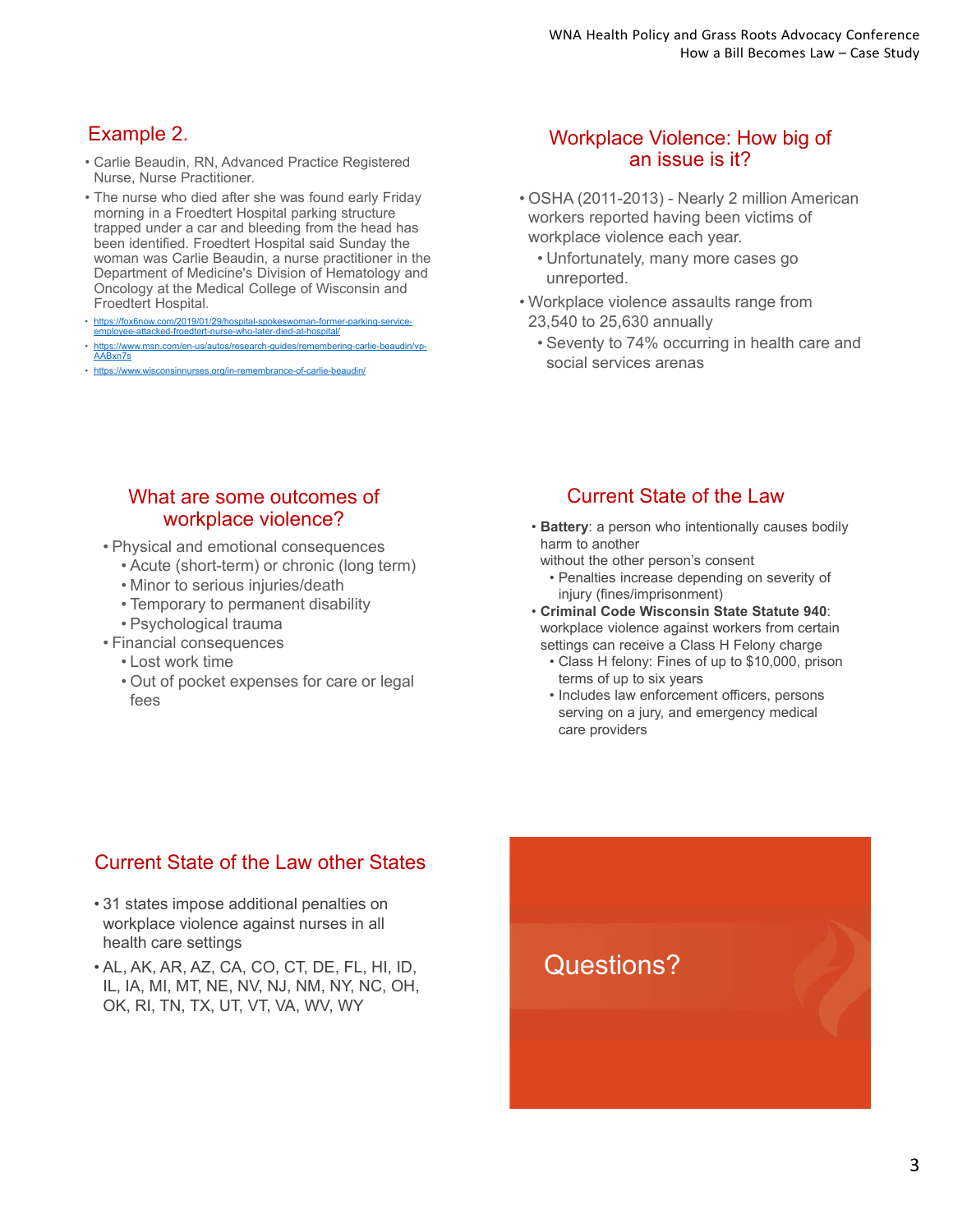## Example 2.

- Carlie Beaudin, RN, Advanced Practice Registered Nurse, Nurse Practitioner.
- The nurse who died after she was found early Friday morning in a Froedtert Hospital parking structure trapped under a car and bleeding from the head has been identified. Froedtert Hospital said Sunday the woman was Carlie Beaudin, a nurse practitioner in the Department of Medicine's Division of Hematology and Oncology at the Medical College of Wisconsin and Froedtert Hospital.
- https://fox6now.com/2019/01/29/hospital-spokeswoman-former-parking-service-employee-attacked-froedtert-nurse-who-later-died-at-hospital/
- https://www.msn.com/en-us/autos/research-guides/remembering-carlie-beaudin/vp-AABxn7s
- https://www.wisconsinnurses.org/in-remembrance-of-carlie-beaudin/

## Workplace Violence: How big of an issue is it?

- OSHA (2011-2013) - Nearly 2 million American workers reported having been victims of workplace violence each year.
  - Unfortunately, many more cases go unreported.
- Workplace violence assaults range from 23,540 to 25,630 annually
  - Seventy to 74% occurring in health care and social services arenas

## What are some outcomes of workplace violence?

- Physical and emotional consequences
  - Acute (short-term) or chronic (long term)
  - Minor to serious injuries/death
  - Temporary to permanent disability
  - Psychological trauma
- Financial consequences
  - Lost work time
  - Out of pocket expenses for care or legal fees

## Current State of the Law

- **Battery**: a person who intentionally causes bodily harm to another without the other person's consent
  - Penalties increase depending on severity of injury (fines/imprisonment)
- **Criminal Code Wisconsin State Statute 940**: workplace violence against workers from certain settings can receive a Class H Felony charge
  - Class H felony: Fines of up to $10,000, prison terms of up to six years
  - Includes law enforcement officers, persons serving on a jury, and emergency medical care providers

## Current State of the Law other States

- 31 states impose additional penalties on workplace violence against nurses in all health care settings
- AL, AK, AR, AZ, CA, CO, CT, DE, FL, HI, ID, IL, IA, MI, MT, NE, NV, NJ, NM, NY, NC, OH, OK, RI, TN, TX, UT, VT, VA, WV, WY

## Questions?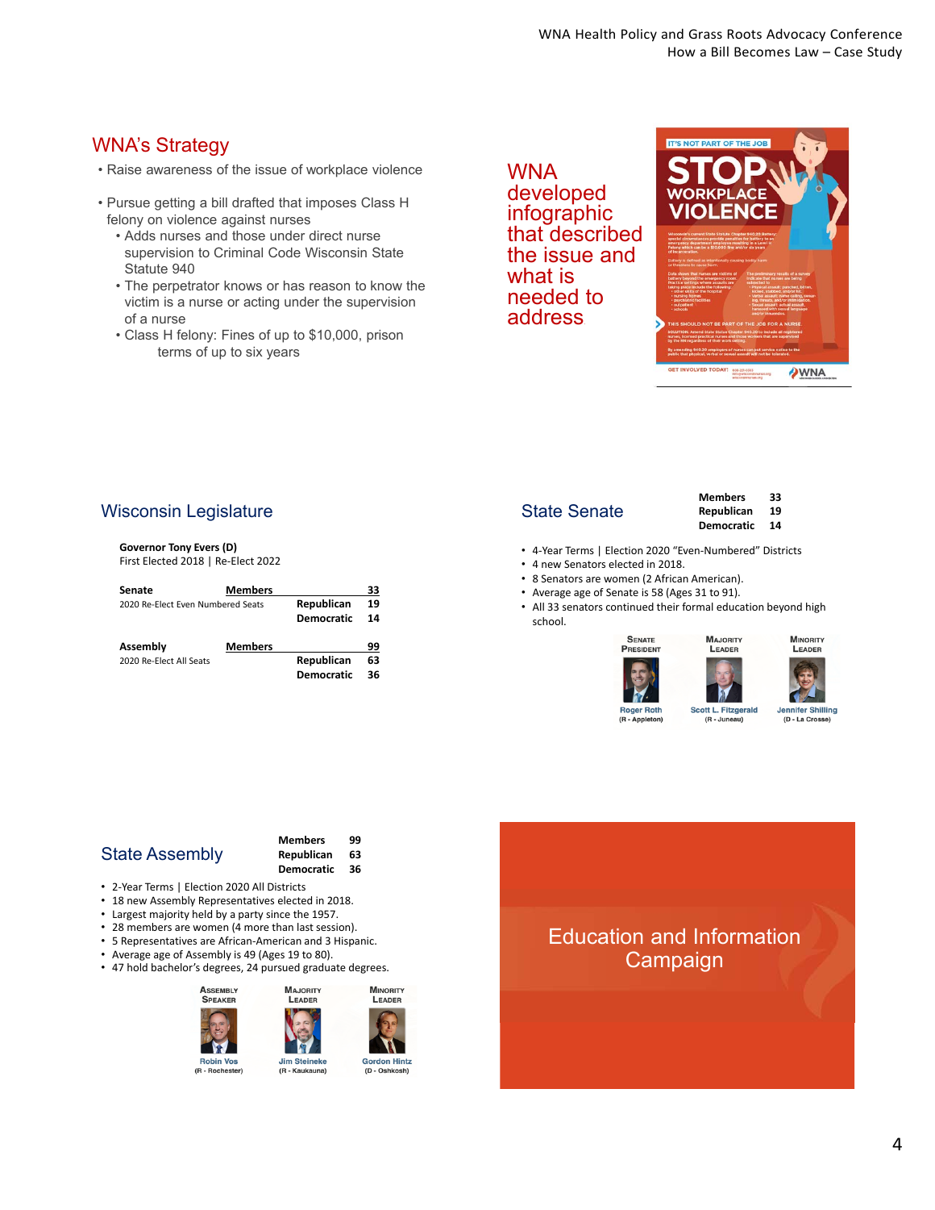## WNA's Strategy

- Raise awareness of the issue of workplace violence
- Pursue getting a bill drafted that imposes Class H felony on violence against nurses
  - Adds nurses and those under direct nurse supervision to Criminal Code Wisconsin State Statute 940
  - The perpetrator knows or has reason to know the victim is a nurse or acting under the supervision of a nurse
  - Class H felony: Fines of up to $10,000, prison terms of up to six years

WNA developed infographic that described the issue and what is needed to address

## Wisconsin Legislature

**Governor Tony Evers (D)**
First Elected 2018 | Re-Elect 2022

| | | | |
|---|---|---|---|
| **Senate** | **Members** | | **33** |
| 2020 Re-Elect Even Numbered Seats | | **Republican** | **19** |
| | | **Democratic** | **14** |
| **Assembly** | **Members** | | **99** |
| 2020 Re-Elect All Seats | | **Republican** | **63** |
| | | **Democratic** | **36** |

## State Senate

| | |
|---|---|
| **Members** | **33** |
| **Republican** | **19** |
| **Democratic** | **14** |

- 4-Year Terms | Election 2020 "Even-Numbered" Districts
- 4 new Senators elected in 2018.
- 8 Senators are women (2 African American).
- Average age of Senate is 58 (Ages 31 to 91).
- All 33 senators continued their formal education beyond high school.

Senate President: Roger Roth (R - Appleton)
Majority Leader: Scott L. Fitzgerald (R - Juneau)
Minority Leader: Jennifer Shilling (D - La Crosse)

## State Assembly

| | |
|---|---|
| **Members** | **99** |
| **Republican** | **63** |
| **Democratic** | **36** |

- 2-Year Terms | Election 2020 All Districts
- 18 new Assembly Representatives elected in 2018.
- Largest majority held by a party since the 1957.
- 28 members are women (4 more than last session).
- 5 Representatives are African-American and 3 Hispanic.
- Average age of Assembly is 49 (Ages 19 to 80).
- 47 hold bachelor's degrees, 24 pursued graduate degrees.

Assembly Speaker: Robin Vos (R - Rochester)
Majority Leader: Jim Steineke (R - Kaukauna)
Minority Leader: Gordon Hintz (D - Oshkosh)

## Education and Information Campaign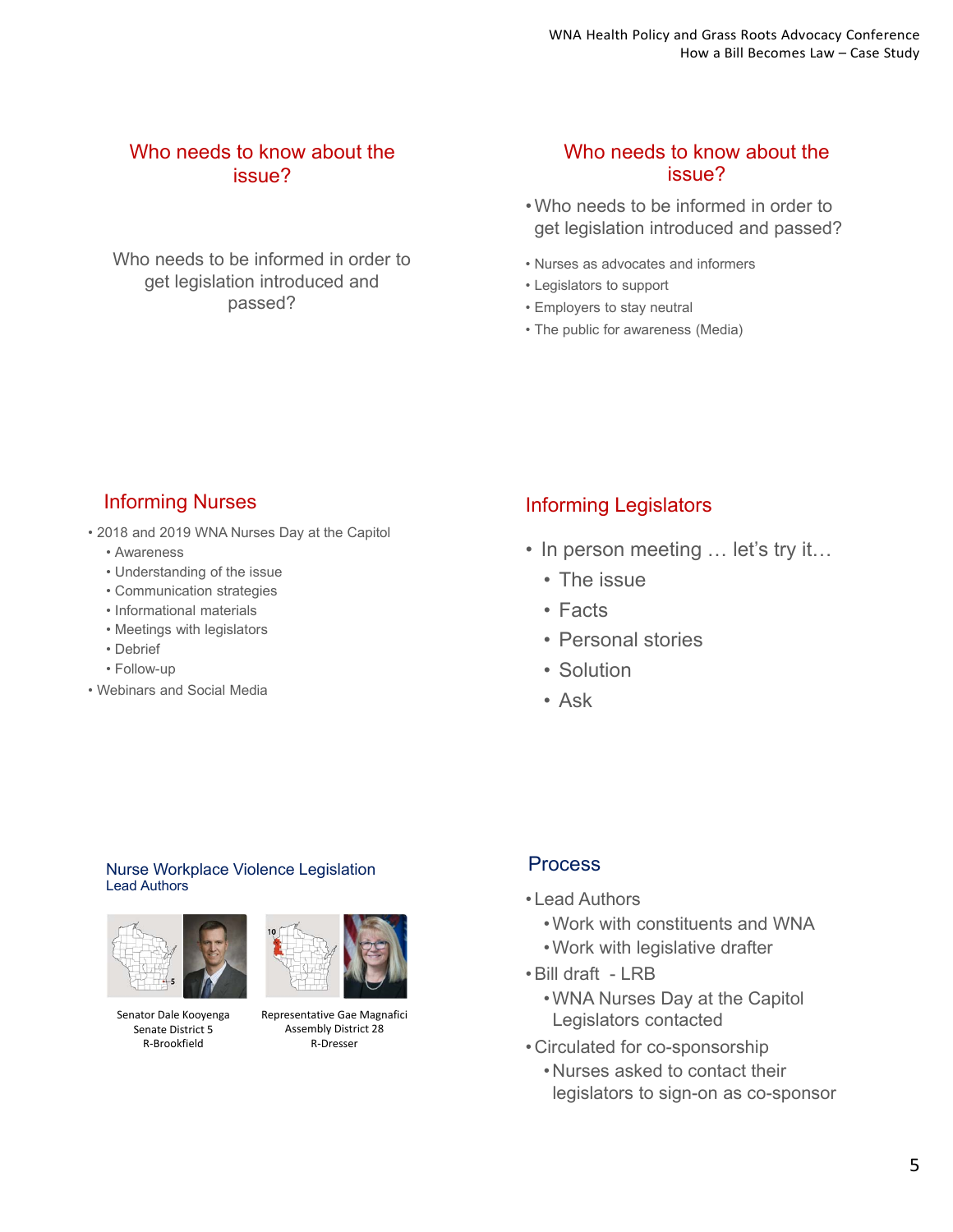## Who needs to know about the issue?

Who needs to be informed in order to get legislation introduced and passed?

## Who needs to know about the issue?

- Who needs to be informed in order to get legislation introduced and passed?

- Nurses as advocates and informers
- Legislators to support
- Employers to stay neutral
- The public for awareness (Media)

## Informing Nurses

- 2018 and 2019 WNA Nurses Day at the Capitol
  - Awareness
  - Understanding of the issue
  - Communication strategies
  - Informational materials
  - Meetings with legislators
  - Debrief
  - Follow-up
- Webinars and Social Media

## Informing Legislators

- In person meeting … let's try it…
  - The issue
  - Facts
  - Personal stories
  - Solution
  - Ask

## Nurse Workplace Violence Legislation

Lead Authors

Senator Dale Kooyenga
Senate District 5
R-Brookfield

Representative Gae Magnafici
Assembly District 28
R-Dresser

## Process

- Lead Authors
  - Work with constituents and WNA
  - Work with legislative drafter
- Bill draft - LRB
  - WNA Nurses Day at the Capitol Legislators contacted
- Circulated for co-sponsorship
  - Nurses asked to contact their legislators to sign-on as co-sponsor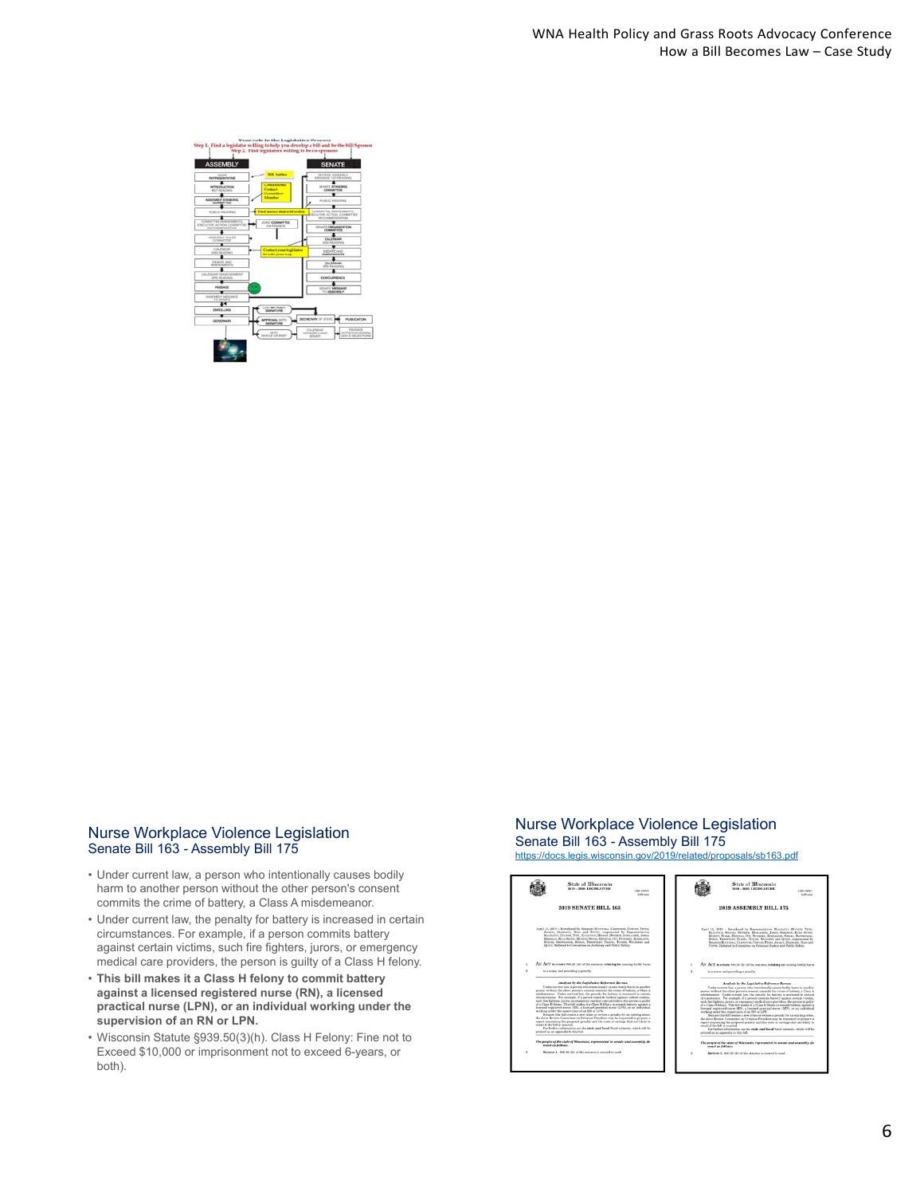## Nurse Workplace Violence Legislation

### Senate Bill 163 - Assembly Bill 175

- Under current law, a person who intentionally causes bodily harm to another person without the other person's consent commits the crime of battery, a Class A misdemeanor.
- Under current law, the penalty for battery is increased in certain circumstances. For example, if a person commits battery against certain victims, such fire fighters, jurors, or emergency medical care providers, the person is guilty of a Class H felony.
- **This bill makes it a Class H felony to commit battery against a licensed registered nurse (RN), a licensed practical nurse (LPN), or an individual working under the supervision of an RN or LPN.**
- Wisconsin Statute §939.50(3)(h). Class H Felony: Fine not to Exceed $10,000 or imprisonment not to exceed 6-years, or both).

## Nurse Workplace Violence Legislation

### Senate Bill 163 - Assembly Bill 175

https://docs.legis.wisconsin.gov/2019/related/proposals/sb163.pdf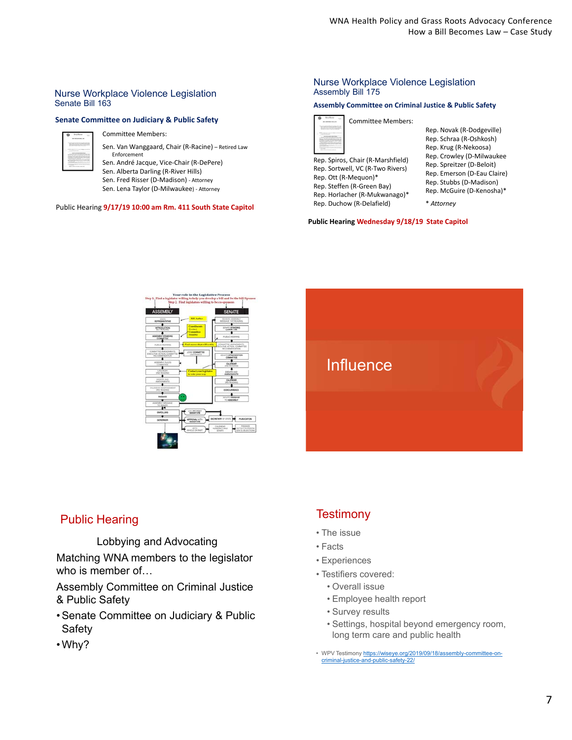## Nurse Workplace Violence Legislation
### Senate Bill 163

**Senate Committee on Judiciary & Public Safety**

Committee Members:

- Sen. Van Wanggaard, Chair (R-Racine) – Retired Law Enforcement
- Sen. André Jacque, Vice-Chair (R-DePere)
- Sen. Alberta Darling (R-River Hills)
- Sen. Fred Risser (D-Madison) - Attorney
- Sen. Lena Taylor (D-Milwaukee) - Attorney

Public Hearing **9/17/19 10:00 am Rm. 411 South State Capitol**

## Nurse Workplace Violence Legislation
### Assembly Bill 175

**Assembly Committee on Criminal Justice & Public Safety**

Committee Members:

- Rep. Spiros, Chair (R-Marshfield)
- Rep. Sortwell, VC (R-Two Rivers)
- Rep. Ott (R-Mequon)*
- Rep. Steffen (R-Green Bay)
- Rep. Horlacher (R-Mukwanago)*
- Rep. Duchow (R-Delafield)
- Rep. Novak (R-Dodgeville)
- Rep. Schraa (R-Oshkosh)
- Rep. Krug (R-Nekoosa)
- Rep. Crowley (D-Milwaukee
- Rep. Spreitzer (D-Beloit)
- Rep. Emerson (D-Eau Claire)
- Rep. Stubbs (D-Madison)
- Rep. McGuire (D-Kenosha)*

*\* Attorney*

**Public Hearing Wednesday 9/18/19 State Capitol**

Influence

## Public Hearing

Lobbying and Advocating

Matching WNA members to the legislator who is member of…

Assembly Committee on Criminal Justice & Public Safety

- Senate Committee on Judiciary & Public Safety
- Why?

## Testimony

- The issue
- Facts
- Experiences
- Testifiers covered:
  - Overall issue
  - Employee health report
  - Survey results
  - Settings, hospital beyond emergency room, long term care and public health

- WPV Testimony https://wiseye.org/2019/09/18/assembly-committee-on-criminal-justice-and-public-safety-22/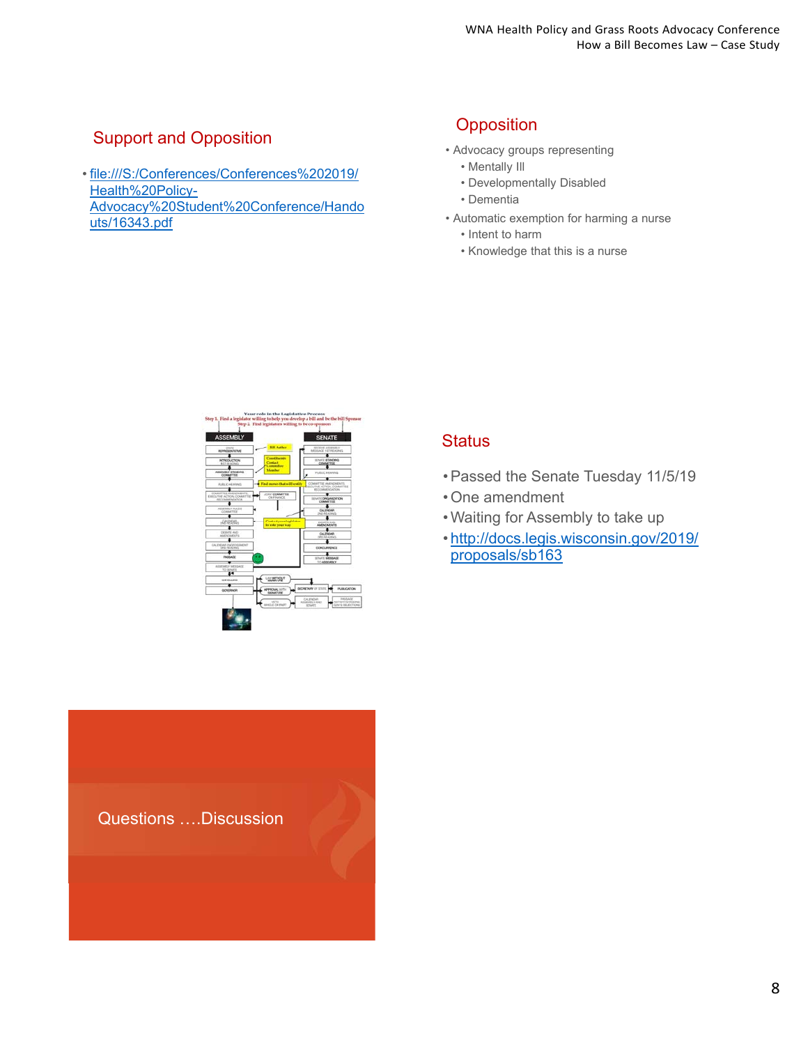## Support and Opposition

- file:///S:/Conferences/Conferences%202019/Health%20Policy-Advocacy%20Student%20Conference/Handouts/16343.pdf

## Opposition

- Advocacy groups representing
  - Mentally Ill
  - Developmentally Disabled
  - Dementia
- Automatic exemption for harming a nurse
  - Intent to harm
  - Knowledge that this is a nurse

## Status

- Passed the Senate Tuesday 11/5/19
- One amendment
- Waiting for Assembly to take up
- http://docs.legis.wisconsin.gov/2019/proposals/sb163

Questions ….Discussion